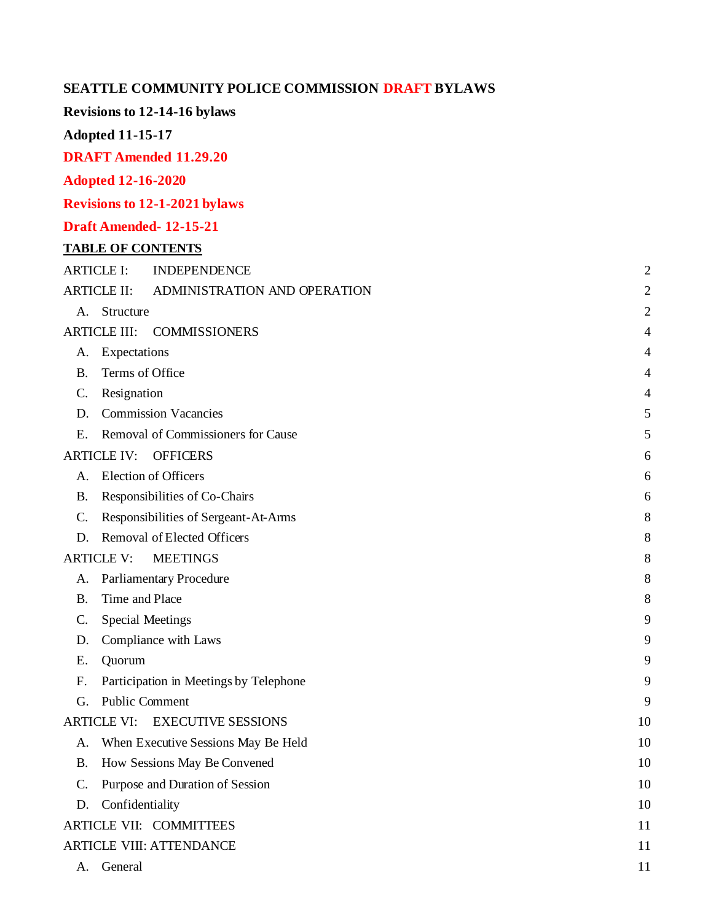**SEATTLE COMMUNITY POLICE COMMISSION DRAFT BYLAWS**

**Revisions to 12-14-16 bylaws**

**Adopted 11-15-17**

**DRAFT Amended 11.29.20**

**Adopted 12-16-2020**

**Revisions to 12-1-2021 bylaws**

**Draft Amended- 12-15-21**

**TABLE OF CONTENTS**

| | |
|---|---|
| ARTICLE I: INDEPENDENCE | 2 |
| ARTICLE II: ADMINISTRATION AND OPERATION | 2 |
| A. Structure | 2 |
| ARTICLE III: COMMISSIONERS | 4 |
| A. Expectations | 4 |
| B. Terms of Office | 4 |
| C. Resignation | 4 |
| D. Commission Vacancies | 5 |
| E. Removal of Commissioners for Cause | 5 |
| ARTICLE IV: OFFICERS | 6 |
| A. Election of Officers | 6 |
| B. Responsibilities of Co-Chairs | 6 |
| C. Responsibilities of Sergeant-At-Arms | 8 |
| D. Removal of Elected Officers | 8 |
| ARTICLE V: MEETINGS | 8 |
| A. Parliamentary Procedure | 8 |
| B. Time and Place | 8 |
| C. Special Meetings | 9 |
| D. Compliance with Laws | 9 |
| E. Quorum | 9 |
| F. Participation in Meetings by Telephone | 9 |
| G. Public Comment | 9 |
| ARTICLE VI: EXECUTIVE SESSIONS | 10 |
| A. When Executive Sessions May Be Held | 10 |
| B. How Sessions May Be Convened | 10 |
| C. Purpose and Duration of Session | 10 |
| D. Confidentiality | 10 |
| ARTICLE VII: COMMITTEES | 11 |
| ARTICLE VIII: ATTENDANCE | 11 |
| A. General | 11 |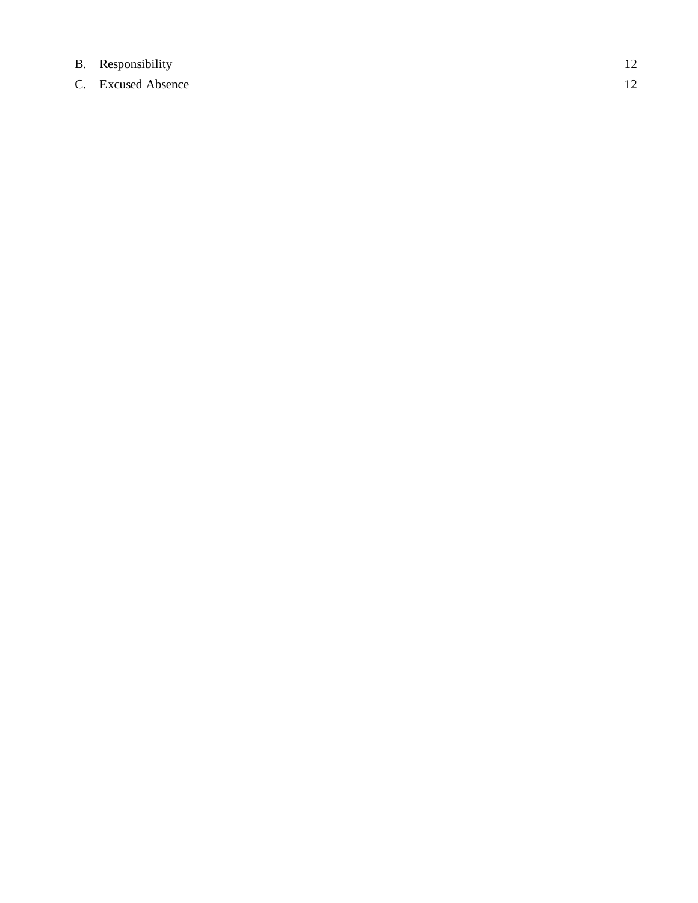B. Responsibility 12

C. Excused Absence 12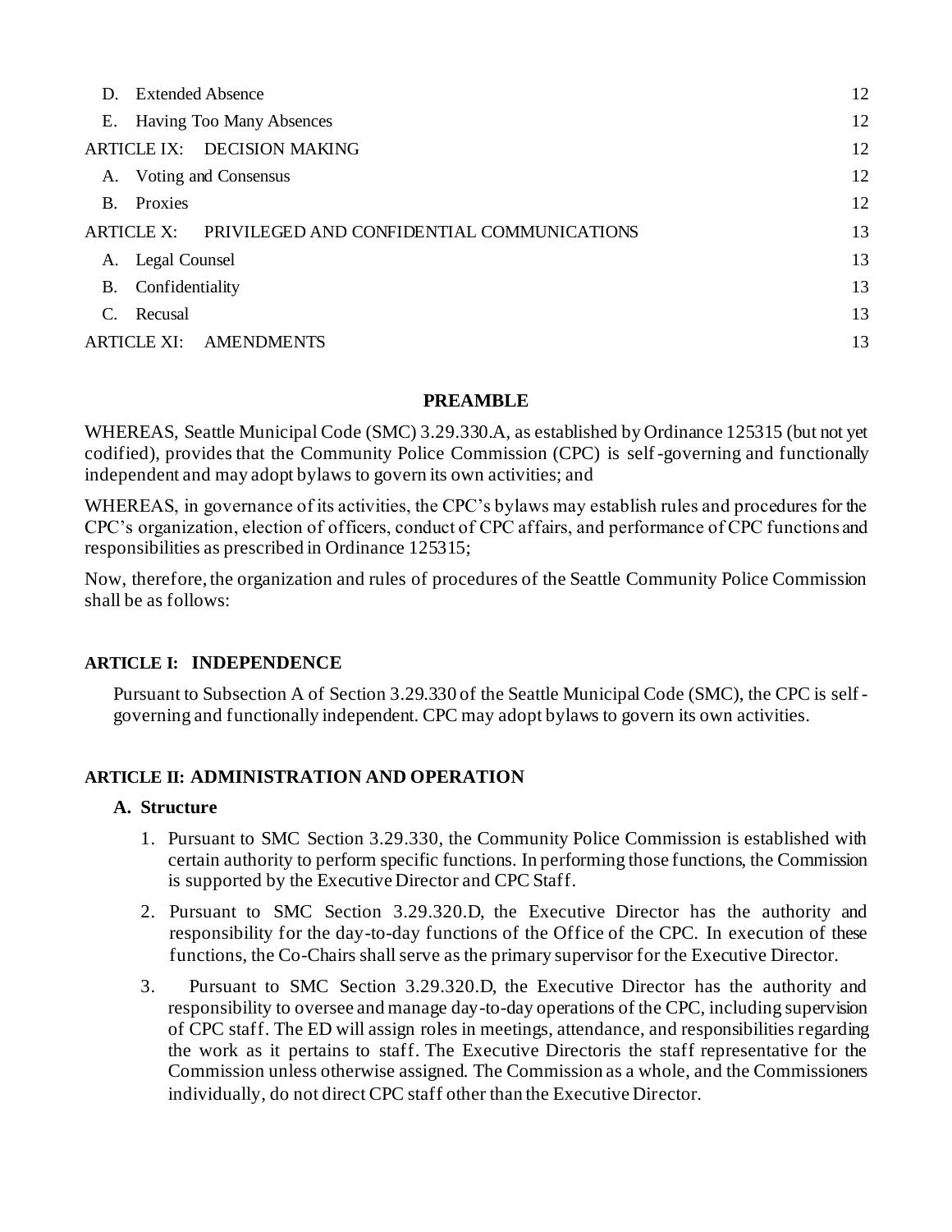| | |
|---|---|
| D. Extended Absence | 12 |
| E. Having Too Many Absences | 12 |
| ARTICLE IX: DECISION MAKING | 12 |
| A. Voting and Consensus | 12 |
| B. Proxies | 12 |
| ARTICLE X: PRIVILEGED AND CONFIDENTIAL COMMUNICATIONS | 13 |
| A. Legal Counsel | 13 |
| B. Confidentiality | 13 |
| C. Recusal | 13 |
| ARTICLE XI: AMENDMENTS | 13 |

## PREAMBLE

WHEREAS, Seattle Municipal Code (SMC) 3.29.330.A, as established by Ordinance 125315 (but not yet codified), provides that the Community Police Commission (CPC) is self-governing and functionally independent and may adopt bylaws to govern its own activities; and

WHEREAS, in governance of its activities, the CPC's bylaws may establish rules and procedures for the CPC's organization, election of officers, conduct of CPC affairs, and performance of CPC functions and responsibilities as prescribed in Ordinance 125315;

Now, therefore, the organization and rules of procedures of the Seattle Community Police Commission shall be as follows:

## ARTICLE I: INDEPENDENCE

Pursuant to Subsection A of Section 3.29.330 of the Seattle Municipal Code (SMC), the CPC is self-governing and functionally independent. CPC may adopt bylaws to govern its own activities.

## ARTICLE II: ADMINISTRATION AND OPERATION

### A. Structure

1. Pursuant to SMC Section 3.29.330, the Community Police Commission is established with certain authority to perform specific functions. In performing those functions, the Commission is supported by the Executive Director and CPC Staff.
2. Pursuant to SMC Section 3.29.320.D, the Executive Director has the authority and responsibility for the day-to-day functions of the Office of the CPC. In execution of these functions, the Co-Chairs shall serve as the primary supervisor for the Executive Director.
3. Pursuant to SMC Section 3.29.320.D, the Executive Director has the authority and responsibility to oversee and manage day-to-day operations of the CPC, including supervision of CPC staff. The ED will assign roles in meetings, attendance, and responsibilities regarding the work as it pertains to staff. The Executive Directoris the staff representative for the Commission unless otherwise assigned. The Commission as a whole, and the Commissioners individually, do not direct CPC staff other than the Executive Director.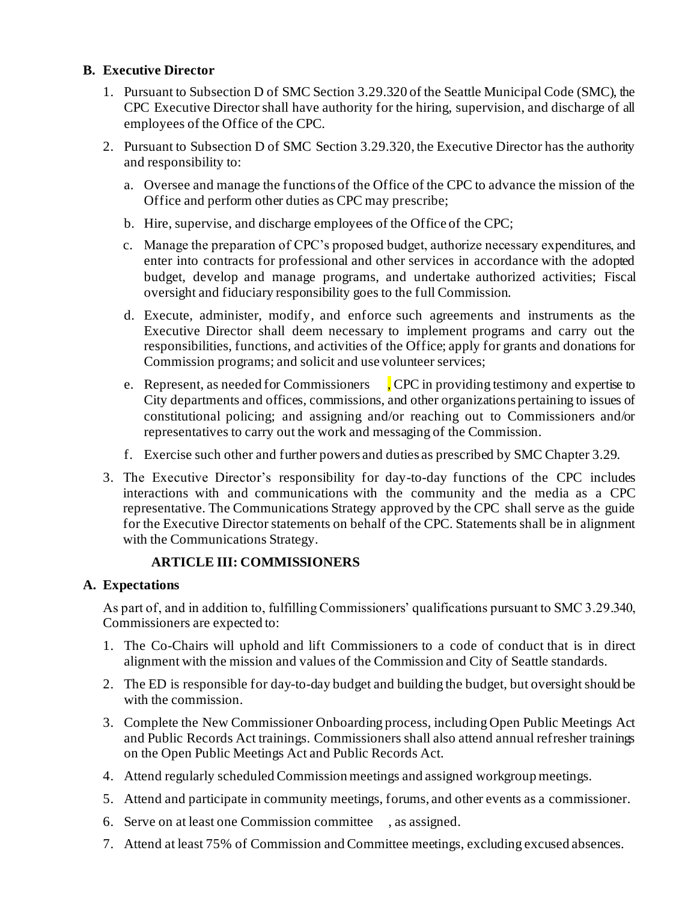## B. Executive Director

1. Pursuant to Subsection D of SMC Section 3.29.320 of the Seattle Municipal Code (SMC), the CPC Executive Director shall have authority for the hiring, supervision, and discharge of all employees of the Office of the CPC.

2. Pursuant to Subsection D of SMC Section 3.29.320, the Executive Director has the authority and responsibility to:

   a. Oversee and manage the functions of the Office of the CPC to advance the mission of the Office and perform other duties as CPC may prescribe;

   b. Hire, supervise, and discharge employees of the Office of the CPC;

   c. Manage the preparation of CPC's proposed budget, authorize necessary expenditures, and enter into contracts for professional and other services in accordance with the adopted budget, develop and manage programs, and undertake authorized activities; Fiscal oversight and fiduciary responsibility goes to the full Commission.

   d. Execute, administer, modify, and enforce such agreements and instruments as the Executive Director shall deem necessary to implement programs and carry out the responsibilities, functions, and activities of the Office; apply for grants and donations for Commission programs; and solicit and use volunteer services;

   e. Represent, as needed for Commissioners , CPC in providing testimony and expertise to City departments and offices, commissions, and other organizations pertaining to issues of constitutional policing; and assigning and/or reaching out to Commissioners and/or representatives to carry out the work and messaging of the Commission.

   f. Exercise such other and further powers and duties as prescribed by SMC Chapter 3.29.

3. The Executive Director's responsibility for day-to-day functions of the CPC includes interactions with and communications with the community and the media as a CPC representative. The Communications Strategy approved by the CPC shall serve as the guide for the Executive Director statements on behalf of the CPC. Statements shall be in alignment with the Communications Strategy.

# ARTICLE III: COMMISSIONERS

## A. Expectations

As part of, and in addition to, fulfilling Commissioners' qualifications pursuant to SMC 3.29.340, Commissioners are expected to:

1. The Co-Chairs will uphold and lift Commissioners to a code of conduct that is in direct alignment with the mission and values of the Commission and City of Seattle standards.

2. The ED is responsible for day-to-day budget and building the budget, but oversight should be with the commission.

3. Complete the New Commissioner Onboarding process, including Open Public Meetings Act and Public Records Act trainings. Commissioners shall also attend annual refresher trainings on the Open Public Meetings Act and Public Records Act.

4. Attend regularly scheduled Commission meetings and assigned workgroup meetings.

5. Attend and participate in community meetings, forums, and other events as a commissioner.

6. Serve on at least one Commission committee , as assigned.

7. Attend at least 75% of Commission and Committee meetings, excluding excused absences.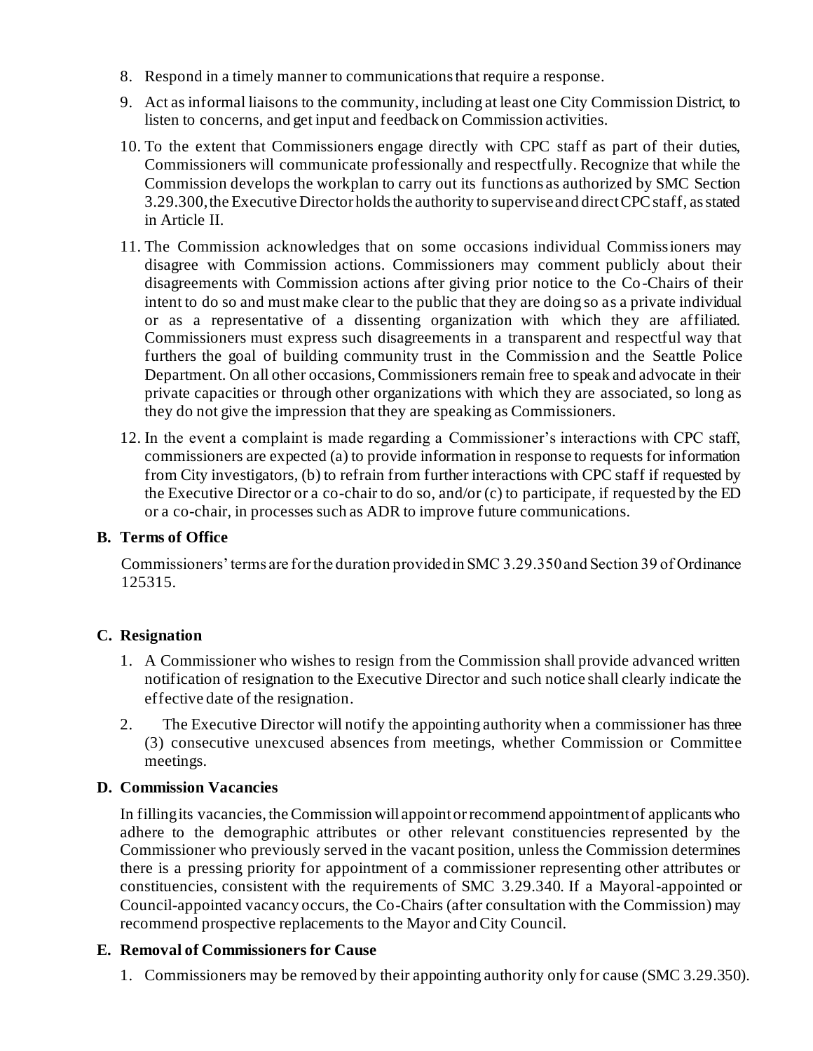8. Respond in a timely manner to communications that require a response.
9. Act as informal liaisons to the community, including at least one City Commission District, to listen to concerns, and get input and feedback on Commission activities.
10. To the extent that Commissioners engage directly with CPC staff as part of their duties, Commissioners will communicate professionally and respectfully. Recognize that while the Commission develops the workplan to carry out its functions as authorized by SMC Section 3.29.300, the Executive Director holds the authority to supervise and direct CPC staff, as stated in Article II.
11. The Commission acknowledges that on some occasions individual Commissioners may disagree with Commission actions. Commissioners may comment publicly about their disagreements with Commission actions after giving prior notice to the Co-Chairs of their intent to do so and must make clear to the public that they are doing so as a private individual or as a representative of a dissenting organization with which they are affiliated. Commissioners must express such disagreements in a transparent and respectful way that furthers the goal of building community trust in the Commission and the Seattle Police Department. On all other occasions, Commissioners remain free to speak and advocate in their private capacities or through other organizations with which they are associated, so long as they do not give the impression that they are speaking as Commissioners.
12. In the event a complaint is made regarding a Commissioner's interactions with CPC staff, commissioners are expected (a) to provide information in response to requests for information from City investigators, (b) to refrain from further interactions with CPC staff if requested by the Executive Director or a co-chair to do so, and/or (c) to participate, if requested by the ED or a co-chair, in processes such as ADR to improve future communications.

### B. Terms of Office

Commissioners' terms are for the duration provided in SMC 3.29.350 and Section 39 of Ordinance 125315.

### C. Resignation

1. A Commissioner who wishes to resign from the Commission shall provide advanced written notification of resignation to the Executive Director and such notice shall clearly indicate the effective date of the resignation.
2. The Executive Director will notify the appointing authority when a commissioner has three (3) consecutive unexcused absences from meetings, whether Commission or Committee meetings.

### D. Commission Vacancies

In filling its vacancies, the Commission will appoint or recommend appointment of applicants who adhere to the demographic attributes or other relevant constituencies represented by the Commissioner who previously served in the vacant position, unless the Commission determines there is a pressing priority for appointment of a commissioner representing other attributes or constituencies, consistent with the requirements of SMC 3.29.340. If a Mayoral-appointed or Council-appointed vacancy occurs, the Co-Chairs (after consultation with the Commission) may recommend prospective replacements to the Mayor and City Council.

### E. Removal of Commissioners for Cause

1. Commissioners may be removed by their appointing authority only for cause (SMC 3.29.350).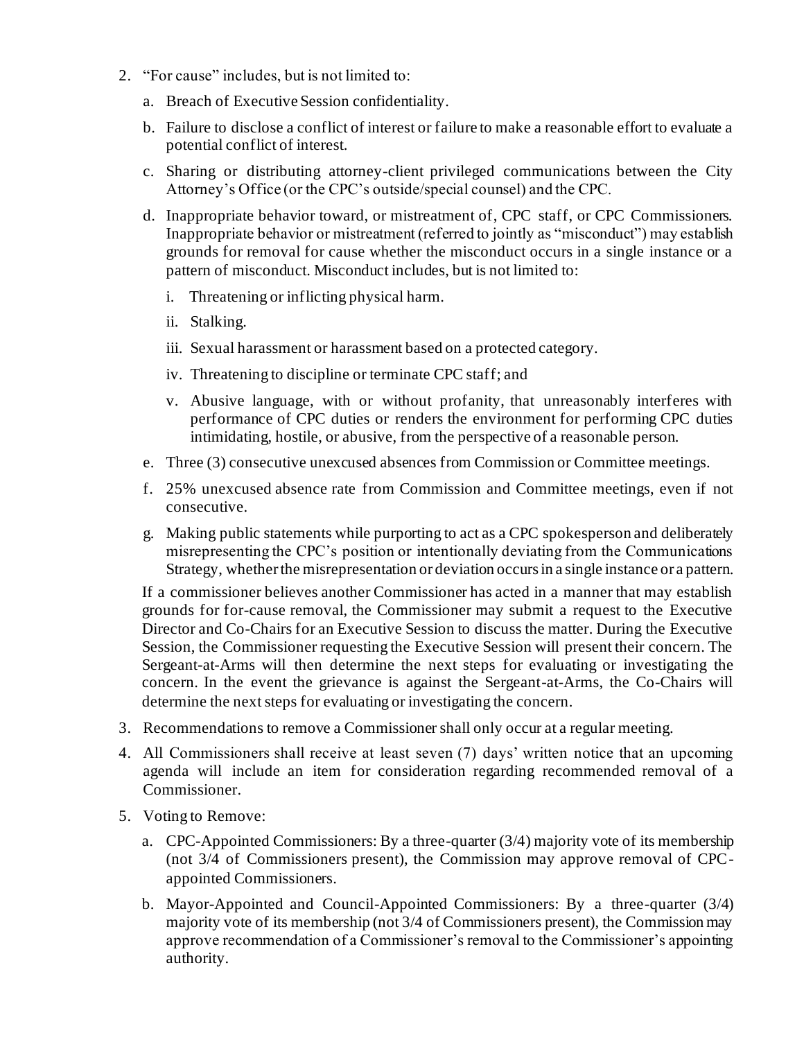2. "For cause" includes, but is not limited to:
   a. Breach of Executive Session confidentiality.
   b. Failure to disclose a conflict of interest or failure to make a reasonable effort to evaluate a potential conflict of interest.
   c. Sharing or distributing attorney-client privileged communications between the City Attorney's Office (or the CPC's outside/special counsel) and the CPC.
   d. Inappropriate behavior toward, or mistreatment of, CPC staff, or CPC Commissioners. Inappropriate behavior or mistreatment (referred to jointly as "misconduct") may establish grounds for removal for cause whether the misconduct occurs in a single instance or a pattern of misconduct. Misconduct includes, but is not limited to:
      i. Threatening or inflicting physical harm.
      ii. Stalking.
      iii. Sexual harassment or harassment based on a protected category.
      iv. Threatening to discipline or terminate CPC staff; and
      v. Abusive language, with or without profanity, that unreasonably interferes with performance of CPC duties or renders the environment for performing CPC duties intimidating, hostile, or abusive, from the perspective of a reasonable person.
   e. Three (3) consecutive unexcused absences from Commission or Committee meetings.
   f. 25% unexcused absence rate from Commission and Committee meetings, even if not consecutive.
   g. Making public statements while purporting to act as a CPC spokesperson and deliberately misrepresenting the CPC's position or intentionally deviating from the Communications Strategy, whether the misrepresentation or deviation occurs in a single instance or a pattern.

   If a commissioner believes another Commissioner has acted in a manner that may establish grounds for for-cause removal, the Commissioner may submit a request to the Executive Director and Co-Chairs for an Executive Session to discuss the matter. During the Executive Session, the Commissioner requesting the Executive Session will present their concern. The Sergeant-at-Arms will then determine the next steps for evaluating or investigating the concern. In the event the grievance is against the Sergeant-at-Arms, the Co-Chairs will determine the next steps for evaluating or investigating the concern.
3. Recommendations to remove a Commissioner shall only occur at a regular meeting.
4. All Commissioners shall receive at least seven (7) days' written notice that an upcoming agenda will include an item for consideration regarding recommended removal of a Commissioner.
5. Voting to Remove:
   a. CPC-Appointed Commissioners: By a three-quarter (3/4) majority vote of its membership (not 3/4 of Commissioners present), the Commission may approve removal of CPC-appointed Commissioners.
   b. Mayor-Appointed and Council-Appointed Commissioners: By a three-quarter (3/4) majority vote of its membership (not 3/4 of Commissioners present), the Commission may approve recommendation of a Commissioner's removal to the Commissioner's appointing authority.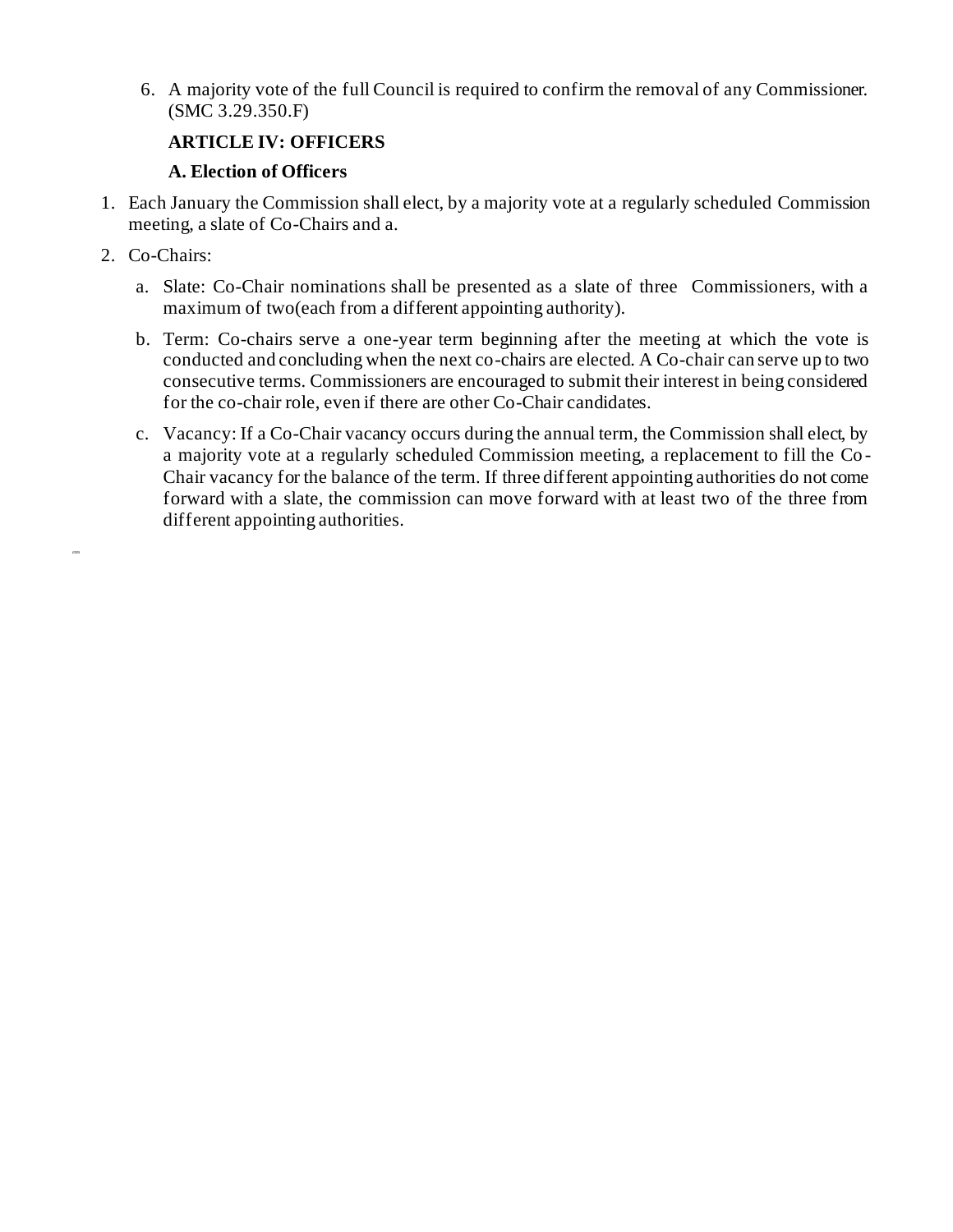6. A majority vote of the full Council is required to confirm the removal of any Commissioner. (SMC 3.29.350.F)

**ARTICLE IV: OFFICERS**

**A. Election of Officers**

1. Each January the Commission shall elect, by a majority vote at a regularly scheduled Commission meeting, a slate of Co-Chairs and a.
2. Co-Chairs:
   a. Slate: Co-Chair nominations shall be presented as a slate of three Commissioners, with a maximum of two(each from a different appointing authority).
   b. Term: Co-chairs serve a one-year term beginning after the meeting at which the vote is conducted and concluding when the next co-chairs are elected. A Co-chair can serve up to two consecutive terms. Commissioners are encouraged to submit their interest in being considered for the co-chair role, even if there are other Co-Chair candidates.
   c. Vacancy: If a Co-Chair vacancy occurs during the annual term, the Commission shall elect, by a majority vote at a regularly scheduled Commission meeting, a replacement to fill the Co-Chair vacancy for the balance of the term. If three different appointing authorities do not come forward with a slate, the commission can move forward with at least two of the three from different appointing authorities.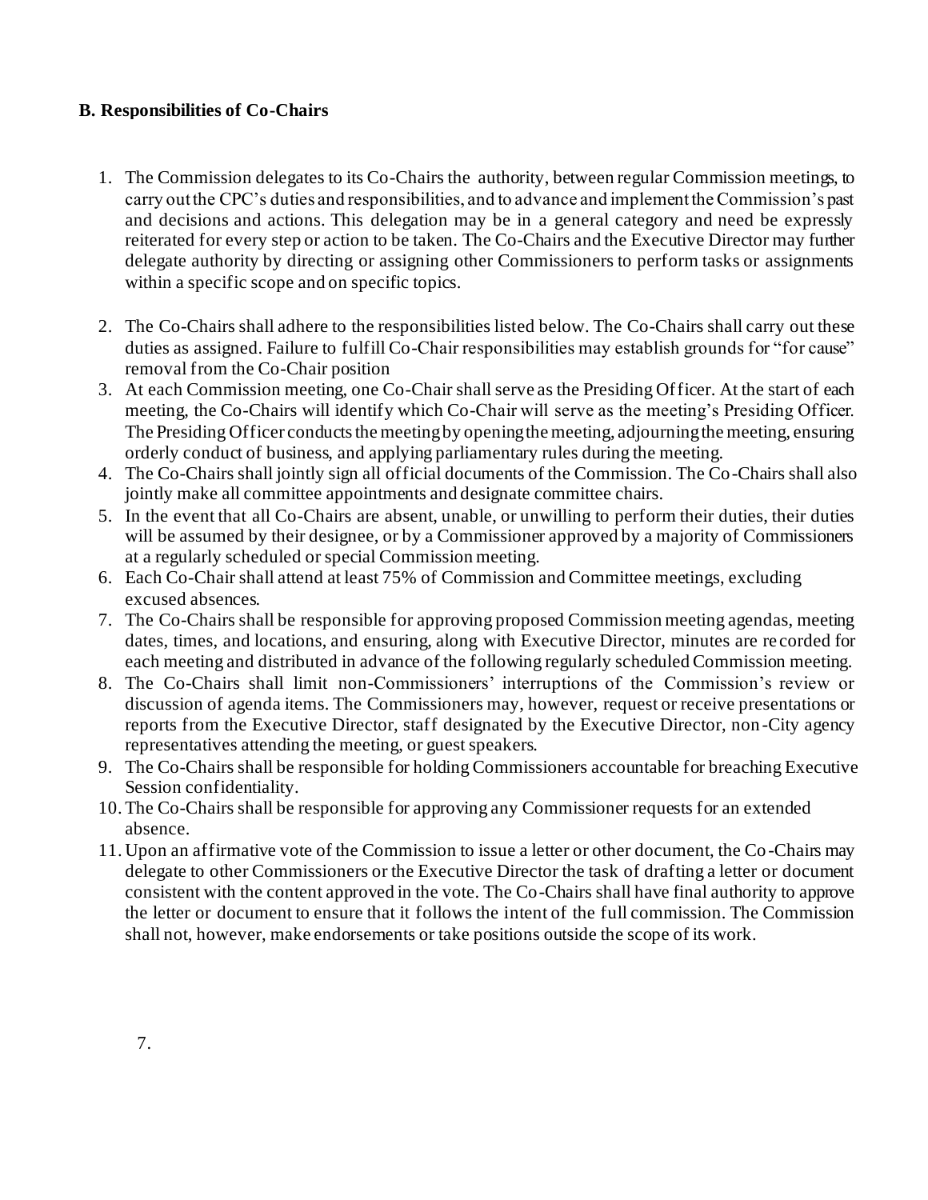**B. Responsibilities of Co-Chairs**

1. The Commission delegates to its Co-Chairs the authority, between regular Commission meetings, to carry out the CPC's duties and responsibilities, and to advance and implement the Commission's past and decisions and actions. This delegation may be in a general category and need be expressly reiterated for every step or action to be taken. The Co-Chairs and the Executive Director may further delegate authority by directing or assigning other Commissioners to perform tasks or assignments within a specific scope and on specific topics.

2. The Co-Chairs shall adhere to the responsibilities listed below. The Co-Chairs shall carry out these duties as assigned. Failure to fulfill Co-Chair responsibilities may establish grounds for "for cause" removal from the Co-Chair position
3. At each Commission meeting, one Co-Chair shall serve as the Presiding Officer. At the start of each meeting, the Co-Chairs will identify which Co-Chair will serve as the meeting's Presiding Officer. The Presiding Officer conducts the meeting by opening the meeting, adjourning the meeting, ensuring orderly conduct of business, and applying parliamentary rules during the meeting.
4. The Co-Chairs shall jointly sign all official documents of the Commission. The Co-Chairs shall also jointly make all committee appointments and designate committee chairs.
5. In the event that all Co-Chairs are absent, unable, or unwilling to perform their duties, their duties will be assumed by their designee, or by a Commissioner approved by a majority of Commissioners at a regularly scheduled or special Commission meeting.
6. Each Co-Chair shall attend at least 75% of Commission and Committee meetings, excluding excused absences.
7. The Co-Chairs shall be responsible for approving proposed Commission meeting agendas, meeting dates, times, and locations, and ensuring, along with Executive Director, minutes are recorded for each meeting and distributed in advance of the following regularly scheduled Commission meeting.
8. The Co-Chairs shall limit non-Commissioners' interruptions of the Commission's review or discussion of agenda items. The Commissioners may, however, request or receive presentations or reports from the Executive Director, staff designated by the Executive Director, non-City agency representatives attending the meeting, or guest speakers.
9. The Co-Chairs shall be responsible for holding Commissioners accountable for breaching Executive Session confidentiality.
10. The Co-Chairs shall be responsible for approving any Commissioner requests for an extended absence.
11. Upon an affirmative vote of the Commission to issue a letter or other document, the Co-Chairs may delegate to other Commissioners or the Executive Director the task of drafting a letter or document consistent with the content approved in the vote. The Co-Chairs shall have final authority to approve the letter or document to ensure that it follows the intent of the full commission. The Commission shall not, however, make endorsements or take positions outside the scope of its work.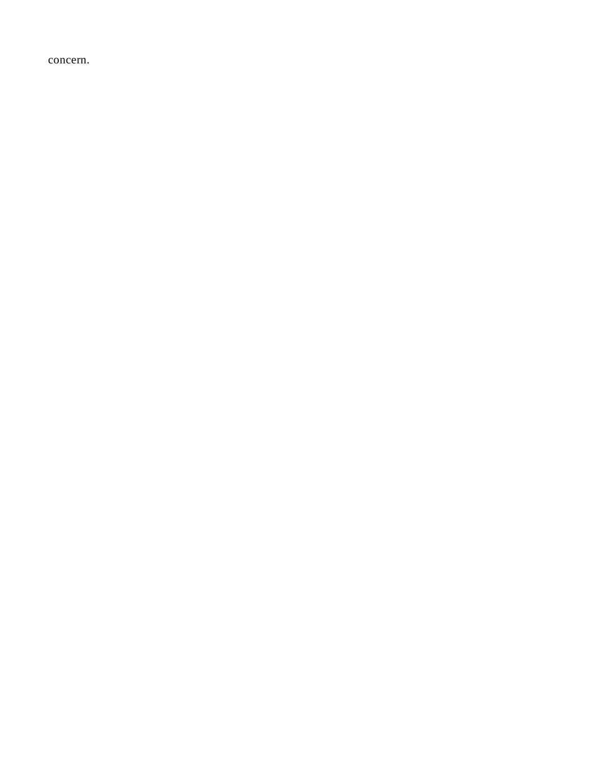concern.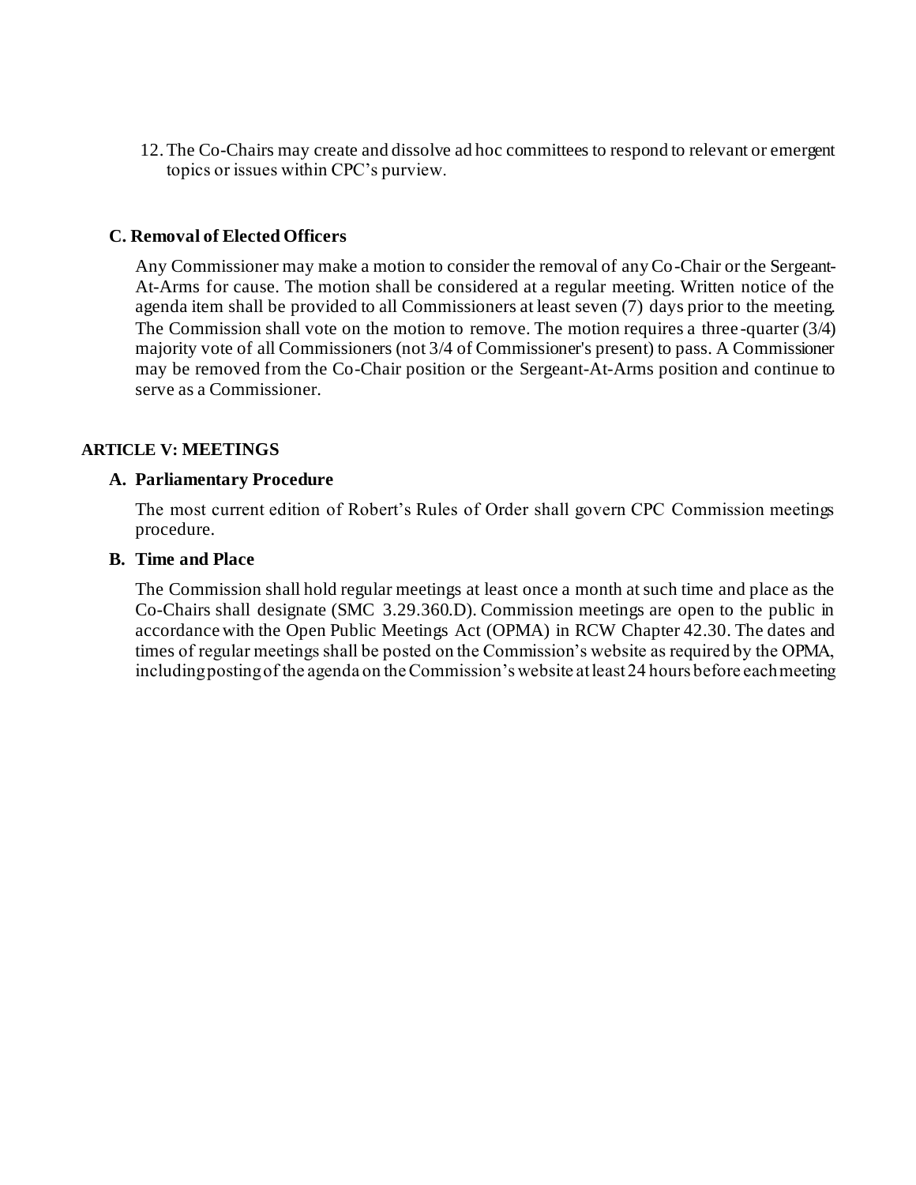12. The Co-Chairs may create and dissolve ad hoc committees to respond to relevant or emergent topics or issues within CPC's purview.

### C. Removal of Elected Officers

Any Commissioner may make a motion to consider the removal of any Co-Chair or the Sergeant-At-Arms for cause. The motion shall be considered at a regular meeting. Written notice of the agenda item shall be provided to all Commissioners at least seven (7) days prior to the meeting. The Commission shall vote on the motion to remove. The motion requires a three-quarter (3/4) majority vote of all Commissioners (not 3/4 of Commissioner's present) to pass. A Commissioner may be removed from the Co-Chair position or the Sergeant-At-Arms position and continue to serve as a Commissioner.

## ARTICLE V: MEETINGS

### A. Parliamentary Procedure

The most current edition of Robert's Rules of Order shall govern CPC Commission meetings procedure.

### B. Time and Place

The Commission shall hold regular meetings at least once a month at such time and place as the Co-Chairs shall designate (SMC 3.29.360.D). Commission meetings are open to the public in accordance with the Open Public Meetings Act (OPMA) in RCW Chapter 42.30. The dates and times of regular meetings shall be posted on the Commission's website as required by the OPMA, including posting of the agenda on the Commission's website at least 24 hours before each meeting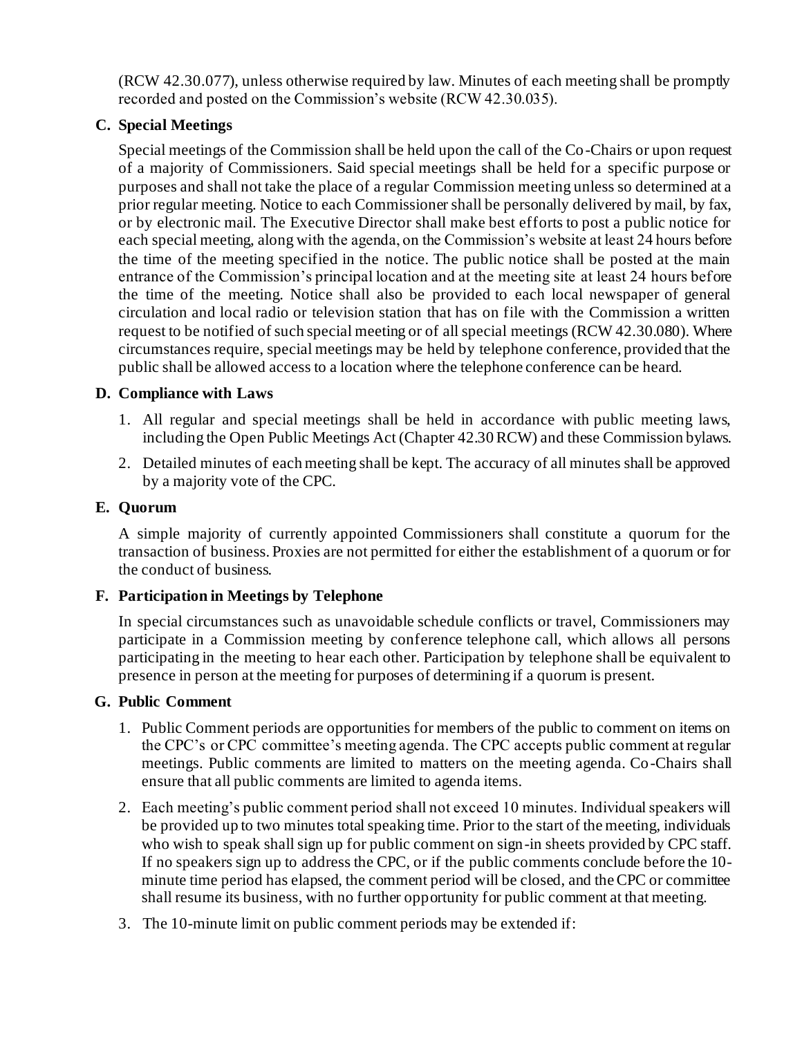(RCW 42.30.077), unless otherwise required by law. Minutes of each meeting shall be promptly recorded and posted on the Commission's website (RCW 42.30.035).

### C. Special Meetings

Special meetings of the Commission shall be held upon the call of the Co-Chairs or upon request of a majority of Commissioners. Said special meetings shall be held for a specific purpose or purposes and shall not take the place of a regular Commission meeting unless so determined at a prior regular meeting. Notice to each Commissioner shall be personally delivered by mail, by fax, or by electronic mail. The Executive Director shall make best efforts to post a public notice for each special meeting, along with the agenda, on the Commission's website at least 24 hours before the time of the meeting specified in the notice. The public notice shall be posted at the main entrance of the Commission's principal location and at the meeting site at least 24 hours before the time of the meeting. Notice shall also be provided to each local newspaper of general circulation and local radio or television station that has on file with the Commission a written request to be notified of such special meeting or of all special meetings (RCW 42.30.080). Where circumstances require, special meetings may be held by telephone conference, provided that the public shall be allowed access to a location where the telephone conference can be heard.

### D. Compliance with Laws

1. All regular and special meetings shall be held in accordance with public meeting laws, including the Open Public Meetings Act (Chapter 42.30 RCW) and these Commission bylaws.
2. Detailed minutes of each meeting shall be kept. The accuracy of all minutes shall be approved by a majority vote of the CPC.

### E. Quorum

A simple majority of currently appointed Commissioners shall constitute a quorum for the transaction of business. Proxies are not permitted for either the establishment of a quorum or for the conduct of business.

### F. Participation in Meetings by Telephone

In special circumstances such as unavoidable schedule conflicts or travel, Commissioners may participate in a Commission meeting by conference telephone call, which allows all persons participating in the meeting to hear each other. Participation by telephone shall be equivalent to presence in person at the meeting for purposes of determining if a quorum is present.

### G. Public Comment

1. Public Comment periods are opportunities for members of the public to comment on items on the CPC's or CPC committee's meeting agenda. The CPC accepts public comment at regular meetings. Public comments are limited to matters on the meeting agenda. Co-Chairs shall ensure that all public comments are limited to agenda items.
2. Each meeting's public comment period shall not exceed 10 minutes. Individual speakers will be provided up to two minutes total speaking time. Prior to the start of the meeting, individuals who wish to speak shall sign up for public comment on sign-in sheets provided by CPC staff. If no speakers sign up to address the CPC, or if the public comments conclude before the 10-minute time period has elapsed, the comment period will be closed, and the CPC or committee shall resume its business, with no further opportunity for public comment at that meeting.
3. The 10-minute limit on public comment periods may be extended if: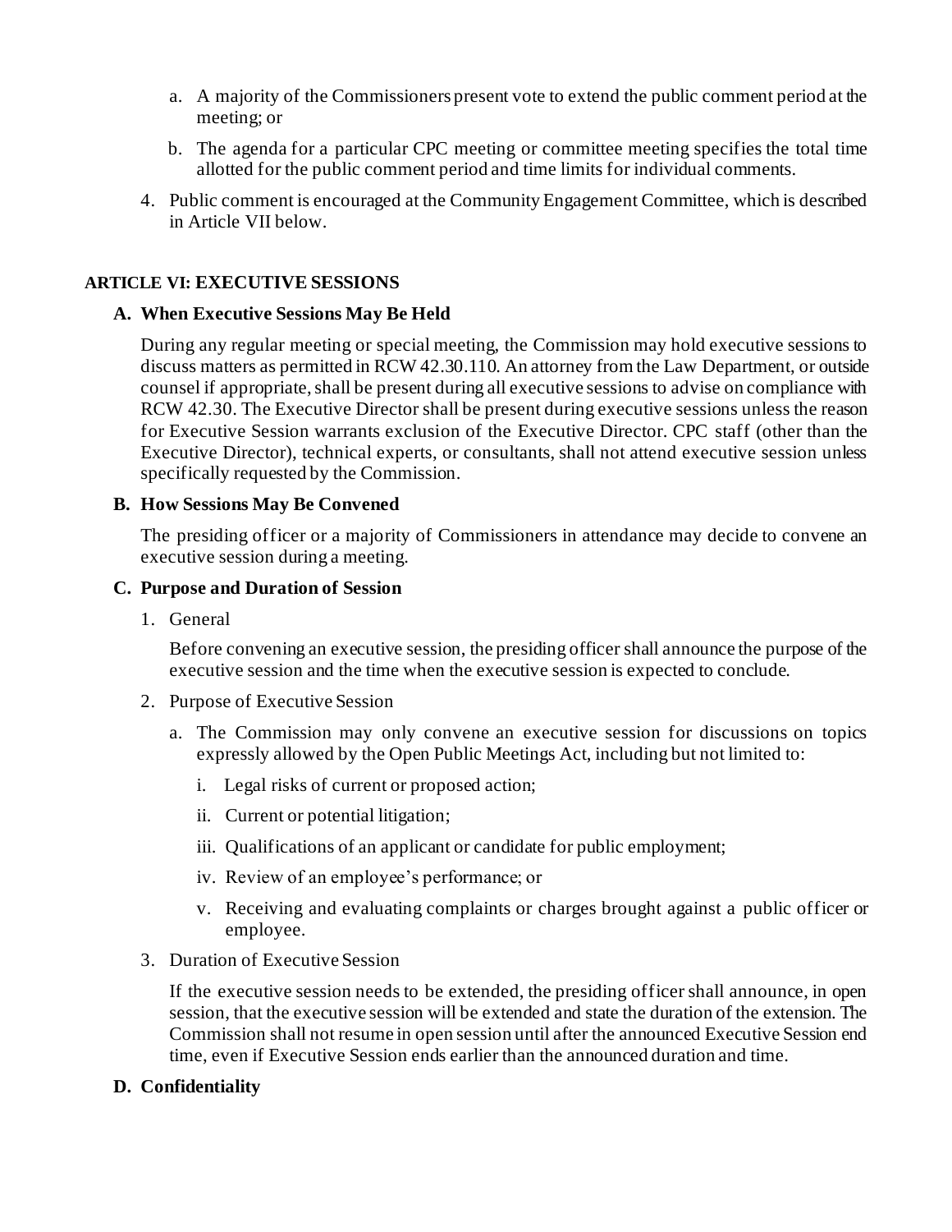a. A majority of the Commissioners present vote to extend the public comment period at the meeting; or

b. The agenda for a particular CPC meeting or committee meeting specifies the total time allotted for the public comment period and time limits for individual comments.

4. Public comment is encouraged at the Community Engagement Committee, which is described in Article VII below.

## ARTICLE VI: EXECUTIVE SESSIONS

### A. When Executive Sessions May Be Held

During any regular meeting or special meeting, the Commission may hold executive sessions to discuss matters as permitted in RCW 42.30.110. An attorney from the Law Department, or outside counsel if appropriate, shall be present during all executive sessions to advise on compliance with RCW 42.30. The Executive Director shall be present during executive sessions unless the reason for Executive Session warrants exclusion of the Executive Director. CPC staff (other than the Executive Director), technical experts, or consultants, shall not attend executive session unless specifically requested by the Commission.

### B. How Sessions May Be Convened

The presiding officer or a majority of Commissioners in attendance may decide to convene an executive session during a meeting.

### C. Purpose and Duration of Session

1. General

   Before convening an executive session, the presiding officer shall announce the purpose of the executive session and the time when the executive session is expected to conclude.

2. Purpose of Executive Session

   a. The Commission may only convene an executive session for discussions on topics expressly allowed by the Open Public Meetings Act, including but not limited to:

      i. Legal risks of current or proposed action;

      ii. Current or potential litigation;

      iii. Qualifications of an applicant or candidate for public employment;

      iv. Review of an employee's performance; or

      v. Receiving and evaluating complaints or charges brought against a public officer or employee.

3. Duration of Executive Session

   If the executive session needs to be extended, the presiding officer shall announce, in open session, that the executive session will be extended and state the duration of the extension. The Commission shall not resume in open session until after the announced Executive Session end time, even if Executive Session ends earlier than the announced duration and time.

### D. Confidentiality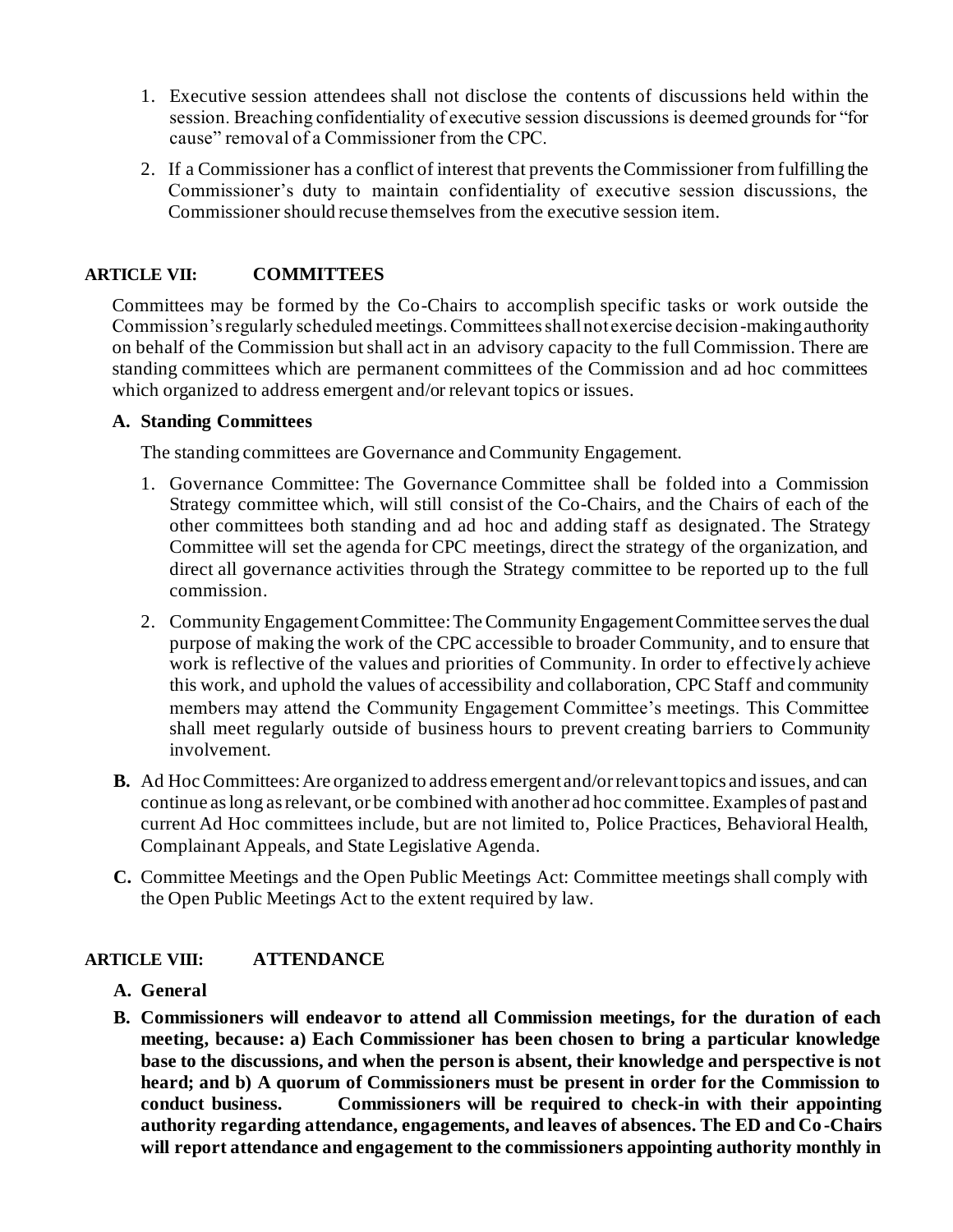1. Executive session attendees shall not disclose the contents of discussions held within the session. Breaching confidentiality of executive session discussions is deemed grounds for "for cause" removal of a Commissioner from the CPC.
2. If a Commissioner has a conflict of interest that prevents the Commissioner from fulfilling the Commissioner's duty to maintain confidentiality of executive session discussions, the Commissioner should recuse themselves from the executive session item.

## ARTICLE VII: COMMITTEES

Committees may be formed by the Co-Chairs to accomplish specific tasks or work outside the Commission's regularly scheduled meetings. Committees shall not exercise decision-making authority on behalf of the Commission but shall act in an advisory capacity to the full Commission. There are standing committees which are permanent committees of the Commission and ad hoc committees which organized to address emergent and/or relevant topics or issues.

**A. Standing Committees**

The standing committees are Governance and Community Engagement.

1. Governance Committee: The Governance Committee shall be folded into a Commission Strategy committee which, will still consist of the Co-Chairs, and the Chairs of each of the other committees both standing and ad hoc and adding staff as designated. The Strategy Committee will set the agenda for CPC meetings, direct the strategy of the organization, and direct all governance activities through the Strategy committee to be reported up to the full commission.
2. Community Engagement Committee: The Community Engagement Committee serves the dual purpose of making the work of the CPC accessible to broader Community, and to ensure that work is reflective of the values and priorities of Community. In order to effectively achieve this work, and uphold the values of accessibility and collaboration, CPC Staff and community members may attend the Community Engagement Committee's meetings. This Committee shall meet regularly outside of business hours to prevent creating barriers to Community involvement.

**B.** Ad Hoc Committees: Are organized to address emergent and/or relevant topics and issues, and can continue as long as relevant, or be combined with another ad hoc committee. Examples of past and current Ad Hoc committees include, but are not limited to, Police Practices, Behavioral Health, Complainant Appeals, and State Legislative Agenda.

**C.** Committee Meetings and the Open Public Meetings Act: Committee meetings shall comply with the Open Public Meetings Act to the extent required by law.

## ARTICLE VIII: ATTENDANCE

**A. General**

**B. Commissioners will endeavor to attend all Commission meetings, for the duration of each meeting, because: a) Each Commissioner has been chosen to bring a particular knowledge base to the discussions, and when the person is absent, their knowledge and perspective is not heard; and b) A quorum of Commissioners must be present in order for the Commission to conduct business. Commissioners will be required to check-in with their appointing authority regarding attendance, engagements, and leaves of absences. The ED and Co-Chairs will report attendance and engagement to the commissioners appointing authority monthly in**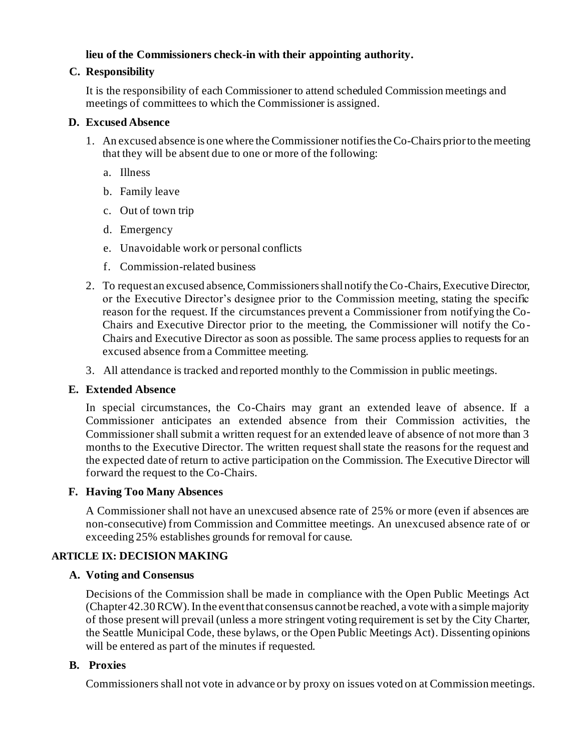**lieu of the Commissioners check-in with their appointing authority.**

### C. Responsibility

It is the responsibility of each Commissioner to attend scheduled Commission meetings and meetings of committees to which the Commissioner is assigned.

### D. Excused Absence

1. An excused absence is one where the Commissioner notifies the Co-Chairs prior to the meeting that they will be absent due to one or more of the following:
   a. Illness
   b. Family leave
   c. Out of town trip
   d. Emergency
   e. Unavoidable work or personal conflicts
   f. Commission-related business
2. To request an excused absence, Commissioners shall notify the Co-Chairs, Executive Director, or the Executive Director's designee prior to the Commission meeting, stating the specific reason for the request. If the circumstances prevent a Commissioner from notifying the Co-Chairs and Executive Director prior to the meeting, the Commissioner will notify the Co-Chairs and Executive Director as soon as possible. The same process applies to requests for an excused absence from a Committee meeting.
3. All attendance is tracked and reported monthly to the Commission in public meetings.

### E. Extended Absence

In special circumstances, the Co-Chairs may grant an extended leave of absence. If a Commissioner anticipates an extended absence from their Commission activities, the Commissioner shall submit a written request for an extended leave of absence of not more than 3 months to the Executive Director. The written request shall state the reasons for the request and the expected date of return to active participation on the Commission. The Executive Director will forward the request to the Co-Chairs.

### F. Having Too Many Absences

A Commissioner shall not have an unexcused absence rate of 25% or more (even if absences are non-consecutive) from Commission and Committee meetings. An unexcused absence rate of or exceeding 25% establishes grounds for removal for cause.

## ARTICLE IX: DECISION MAKING

### A. Voting and Consensus

Decisions of the Commission shall be made in compliance with the Open Public Meetings Act (Chapter 42.30 RCW). In the event that consensus cannot be reached, a vote with a simple majority of those present will prevail (unless a more stringent voting requirement is set by the City Charter, the Seattle Municipal Code, these bylaws, or the Open Public Meetings Act). Dissenting opinions will be entered as part of the minutes if requested.

### B. Proxies

Commissioners shall not vote in advance or by proxy on issues voted on at Commission meetings.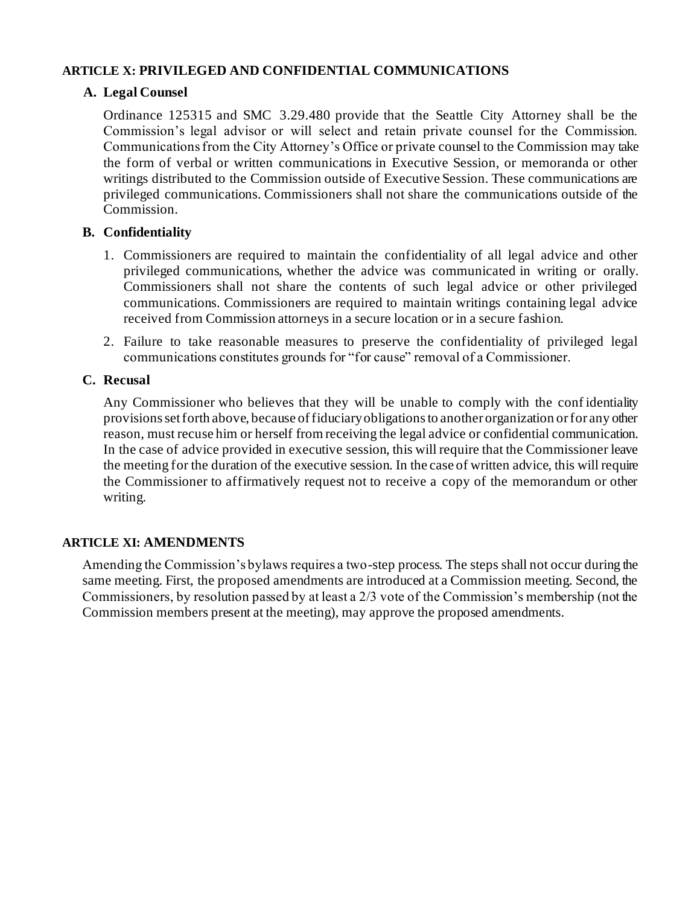## ARTICLE X: PRIVILEGED AND CONFIDENTIAL COMMUNICATIONS

### A. Legal Counsel

Ordinance 125315 and SMC 3.29.480 provide that the Seattle City Attorney shall be the Commission's legal advisor or will select and retain private counsel for the Commission. Communications from the City Attorney's Office or private counsel to the Commission may take the form of verbal or written communications in Executive Session, or memoranda or other writings distributed to the Commission outside of Executive Session. These communications are privileged communications. Commissioners shall not share the communications outside of the Commission.

### B. Confidentiality

1. Commissioners are required to maintain the confidentiality of all legal advice and other privileged communications, whether the advice was communicated in writing or orally. Commissioners shall not share the contents of such legal advice or other privileged communications. Commissioners are required to maintain writings containing legal advice received from Commission attorneys in a secure location or in a secure fashion.
2. Failure to take reasonable measures to preserve the confidentiality of privileged legal communications constitutes grounds for "for cause" removal of a Commissioner.

### C. Recusal

Any Commissioner who believes that they will be unable to comply with the confidentiality provisions set forth above, because of fiduciary obligations to another organization or for any other reason, must recuse him or herself from receiving the legal advice or confidential communication. In the case of advice provided in executive session, this will require that the Commissioner leave the meeting for the duration of the executive session. In the case of written advice, this will require the Commissioner to affirmatively request not to receive a copy of the memorandum or other writing.

## ARTICLE XI: AMENDMENTS

Amending the Commission's bylaws requires a two-step process. The steps shall not occur during the same meeting. First, the proposed amendments are introduced at a Commission meeting. Second, the Commissioners, by resolution passed by at least a 2/3 vote of the Commission's membership (not the Commission members present at the meeting), may approve the proposed amendments.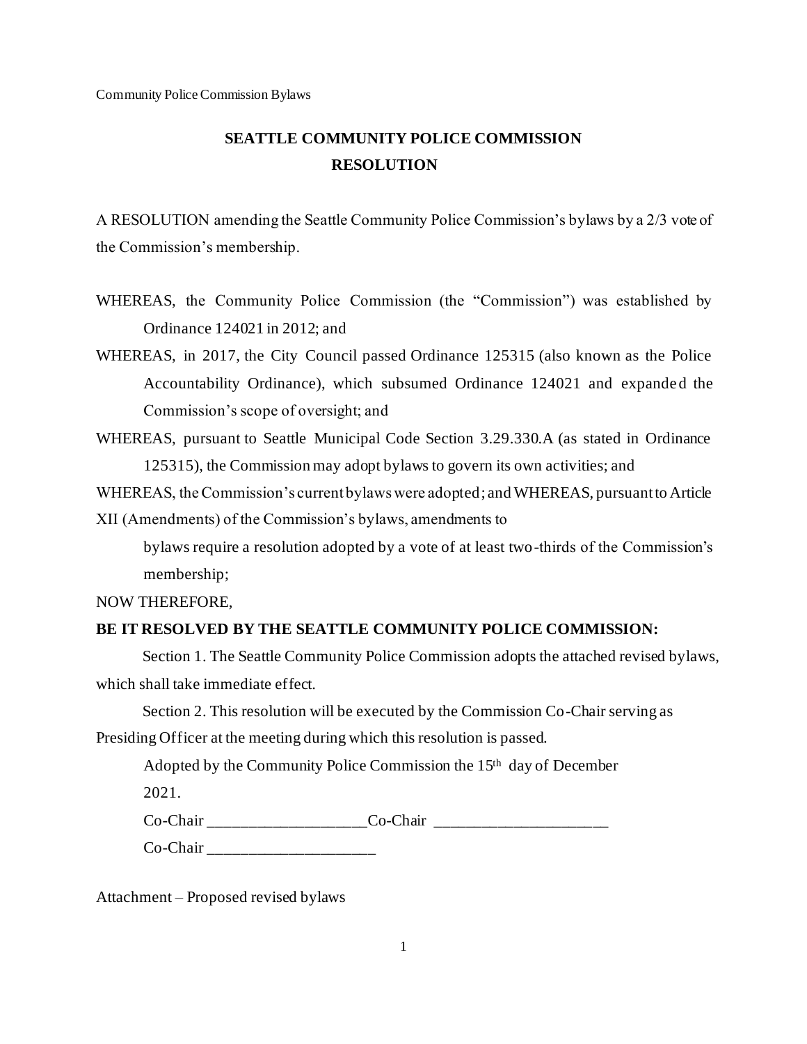# SEATTLE COMMUNITY POLICE COMMISSION
## RESOLUTION

A RESOLUTION amending the Seattle Community Police Commission's bylaws by a 2/3 vote of the Commission's membership.

WHEREAS, the Community Police Commission (the "Commission") was established by Ordinance 124021 in 2012; and

WHEREAS, in 2017, the City Council passed Ordinance 125315 (also known as the Police Accountability Ordinance), which subsumed Ordinance 124021 and expanded the Commission's scope of oversight; and

WHEREAS, pursuant to Seattle Municipal Code Section 3.29.330.A (as stated in Ordinance 125315), the Commission may adopt bylaws to govern its own activities; and

WHEREAS, the Commission's current bylaws were adopted; and WHEREAS, pursuant to Article XII (Amendments) of the Commission's bylaws, amendments to bylaws require a resolution adopted by a vote of at least two-thirds of the Commission's membership;

NOW THEREFORE,

**BE IT RESOLVED BY THE SEATTLE COMMUNITY POLICE COMMISSION:**

Section 1. The Seattle Community Police Commission adopts the attached revised bylaws, which shall take immediate effect.

Section 2. This resolution will be executed by the Commission Co-Chair serving as Presiding Officer at the meeting during which this resolution is passed.

Adopted by the Community Police Commission the 15th day of December 2021.

Co-Chair ____________________ Co-Chair ______________________

Co-Chair ______________________

Attachment – Proposed revised bylaws